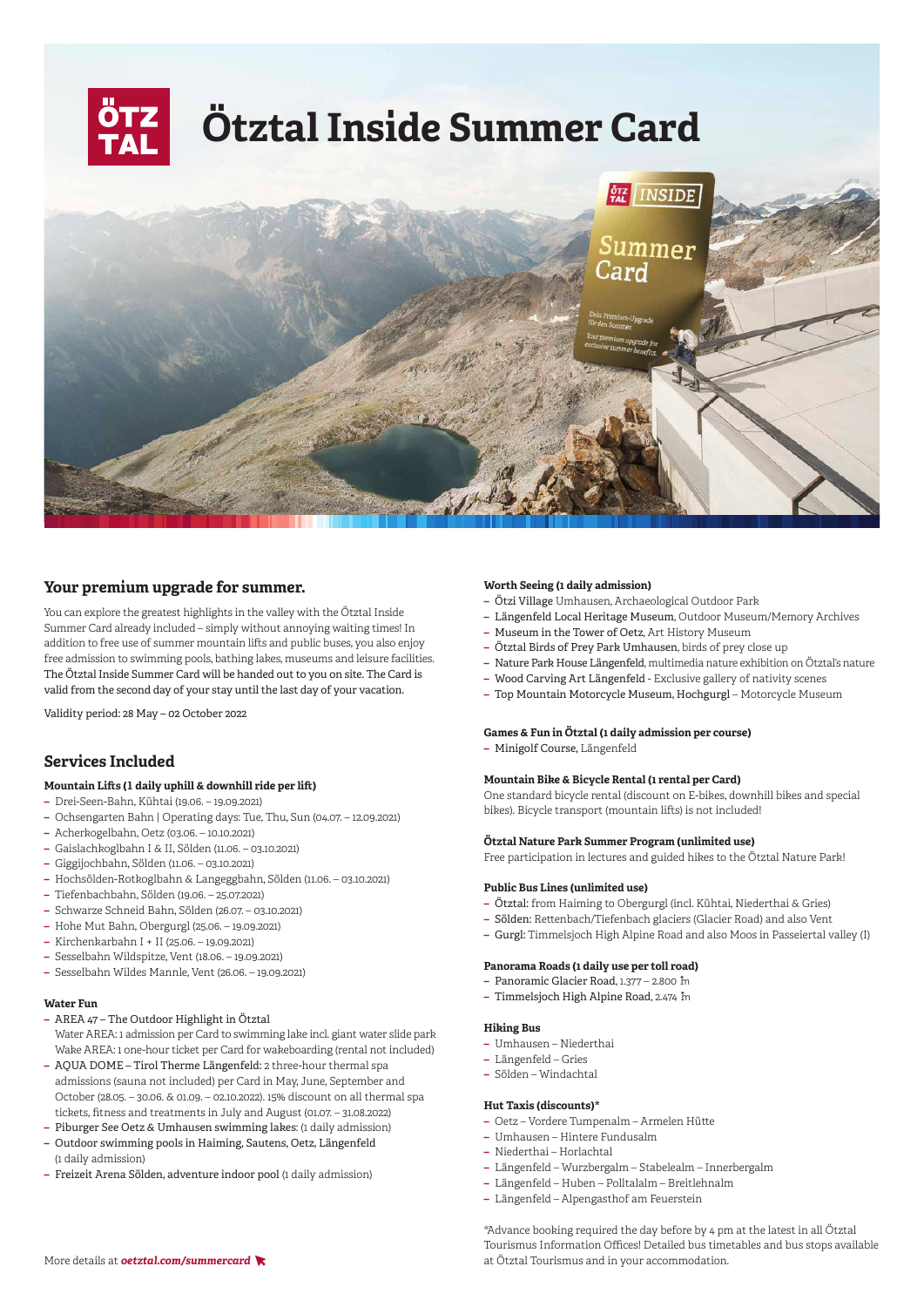# Ötztal Inside Summer Card

## Your premium upgrade for summer.

You can explore the greatest highlights in the valley with the Ötztal Inside Summer Card already included – simply without annoying waiting times! In addition to free use of summer mountain lifts and public buses, you also enjoy free admission to swimming pools, bathing lakes, museums and leisure facilities. The Ötztal Inside Summer Card will be handed out to you on site. The Card is valid from the second day of your stay until the last day of your vacation.

Validity period: 28 May – 02 October 2022

## Services Included

### Mountain Lifts (1 daily uphill & downhill ride per lift)

- Drei-Seen-Bahn, Kühtai (19.06. – 19.09.2021)
- Ochsengarten Bahn | Operating days: Tue, Thu, Sun (04.07. – 12.09.2021)
- Acherkogelbahn, Oetz (03.06. – 10.10.2021)
- Gaislachkoglbahn I & II, Sölden (11.06. – 03.10.2021)
- Giggijochbahn, Sölden (11.06. – 03.10.2021)
- Hochsölden-Rotkoglbahn & Langeggbahn, Sölden (11.06. – 03.10.2021)
- Tiefenbachbahn, Sölden (19.06. – 25.07.2021)
- Schwarze Schneid Bahn, Sölden (26.07. – 03.10.2021)
- Hohe Mut Bahn, Obergurgl (25.06. – 19.09.2021)
- Kirchenkarbahn I + II (25.06. – 19.09.2021)
- Sesselbahn Wildspitze, Vent (18.06. – 19.09.2021)
- Sesselbahn Wildes Mannle, Vent (26.06. – 19.09.2021)

### Water Fun

- AREA 47 – The Outdoor Highlight in Ötztal
  Water AREA: 1 admission per Card to swimming lake incl. giant water slide park
  Wake AREA: 1 one-hour ticket per Card for wakeboarding (rental not included)
- AQUA DOME – Tirol Therme Längenfeld: 2 three-hour thermal spa admissions (sauna not included) per Card in May, June, September and October (28.05. – 30.06. & 01.09. – 02.10.2022). 15% discount on all thermal spa tickets, fitness and treatments in July and August (01.07. – 31.08.2022)
- Piburger See Oetz & Umhausen swimming lakes: (1 daily admission)
- Outdoor swimming pools in Haiming, Sautens, Oetz, Längenfeld (1 daily admission)
- Freizeit Arena Sölden, adventure indoor pool (1 daily admission)

More details at ***oetztal.com/summercard***

### Worth Seeing (1 daily admission)

- Ötzi Village Umhausen, Archaeological Outdoor Park
- Längenfeld Local Heritage Museum, Outdoor Museum/Memory Archives
- Museum in the Tower of Oetz, Art History Museum
- Ötztal Birds of Prey Park Umhausen, birds of prey close up
- Nature Park House Längenfeld, multimedia nature exhibition on Ötztal's nature
- Wood Carving Art Längenfeld - Exclusive gallery of nativity scenes
- Top Mountain Motorcycle Museum, Hochgurgl – Motorcycle Museum

### Games & Fun in Ötztal (1 daily admission per course)

- Minigolf Course, Längenfeld

### Mountain Bike & Bicycle Rental (1 rental per Card)

One standard bicycle rental (discount on E-bikes, downhill bikes and special bikes). Bicycle transport (mountain lifts) is not included!

### Ötztal Nature Park Summer Program (unlimited use)

Free participation in lectures and guided hikes to the Ötztal Nature Park!

### Public Bus Lines (unlimited use)

- Ötztal: from Haiming to Obergurgl (incl. Kühtai, Niederthai & Gries)
- Sölden: Rettenbach/Tiefenbach glaciers (Glacier Road) and also Vent
- Gurgl: Timmelsjoch High Alpine Road and also Moos in Passeiertal valley (I)

### Panorama Roads (1 daily use per toll road)

- Panoramic Glacier Road, 1.377 – 2.800 m
- Timmelsjoch High Alpine Road, 2.474 m

### Hiking Bus

- Umhausen – Niederthai
- Längenfeld – Gries
- Sölden – Windachtal

### Hut Taxis (discounts)*

- Oetz – Vordere Tumpenalm – Armelen Hütte
- Umhausen – Hintere Fundusalm
- Niederthai – Horlachtal
- Längenfeld – Wurzbergalm – Stabelealm – Innerbergalm
- Längenfeld – Huben – Polltalalm – Breitlehnalm
- Längenfeld – Alpengasthof am Feuerstein

*Advance booking required the day before by 4 pm at the latest in all Ötztal Tourismus Information Offices! Detailed bus timetables and bus stops available at Ötztal Tourismus and in your accommodation.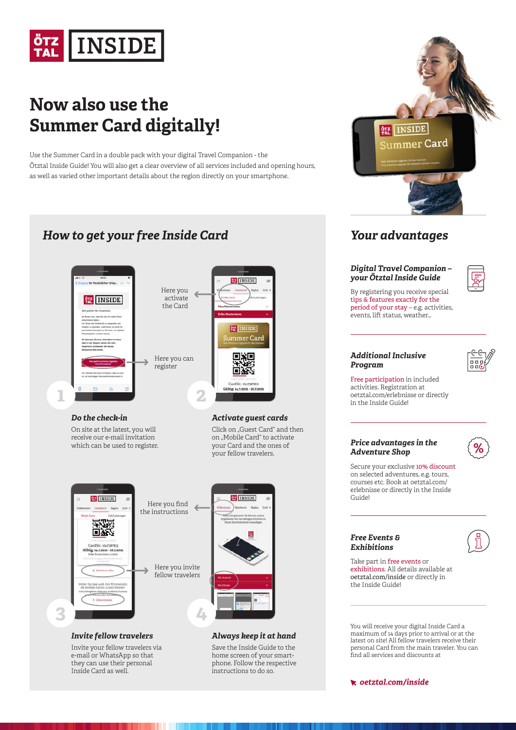ÖTZ TAL INSIDE

# Now also use the Summer Card digitally!

Use the Summer Card in a double pack with your digital Travel Companion - the Ötztal Inside Guide! You will also get a clear overview of all services included and opening hours, as well as varied other important details about the region directly on your smartphone.

## *How to get your free Inside Card*

Here you activate the Card

Here you can register

### 1 *Do the check-in*

On site at the latest, you will receive our e-mail invitation which can be used to register.

### 2 *Activate guest cards*

Click on „Guest Card" and then on „Mobile Card" to activate your Card and the ones of your fellow travelers.

Here you find the instructions

Here you invite fellow travelers

### 3 *Invite fellow travelers*

Invite your fellow travelers via e-mail or WhatsApp so that they can use their personal Inside Card as well.

### 4 *Always keep it at hand*

Save the Inside Guide to the home screen of your smartphone. Follow the respective instructions to do so.

## *Your advantages*

### *Digital Travel Companion – your Ötztal Inside Guide*

By registering you receive special tips & features exactly for the period of your stay – e.g. activities, events, lift status, weather...

### *Additional Inclusive Program*

Free participation in included activities. Registration at oetztal.com/erlebnisse or directly in the Inside Guide!

### *Price advantages in the Adventure Shop*

Secure your exclusive 10% discount on selected adventures, e.g. tours, courses etc. Book at oetztal.com/erlebnisse or directly in the Inside Guide!

### *Free Events & Exhibitions*

Take part in free events or exhibitions. All details available at oetztal.com/inside or directly in the Inside Guide!

You will receive your digital Inside Card a maximum of 14 days prior to arrival or at the latest on site! All fellow travelers receive their personal Card from the main traveler. You can find all services and discounts at

***oetztal.com/inside***